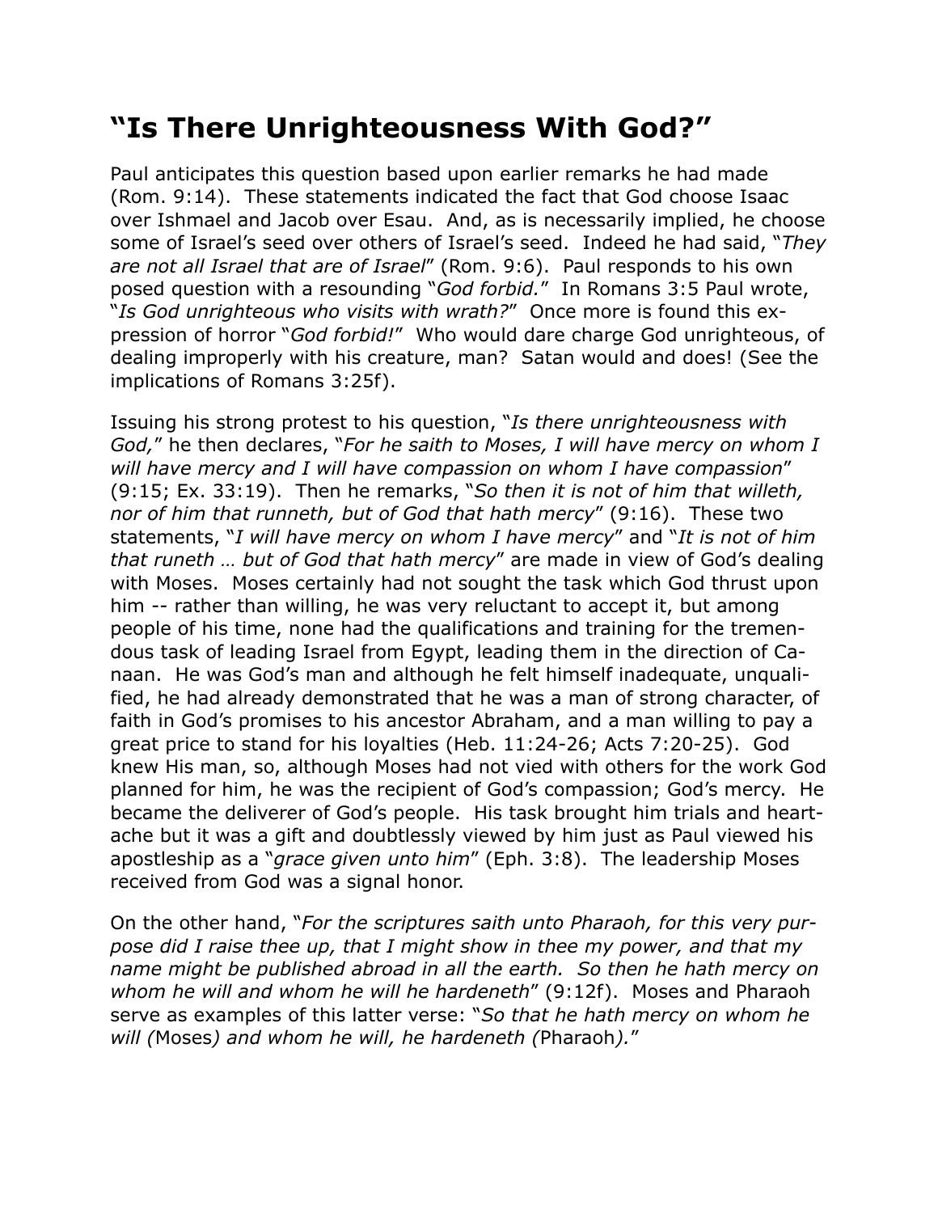# "Is There Unrighteousness With God?"

Paul anticipates this question based upon earlier remarks he had made (Rom. 9:14). These statements indicated the fact that God choose Isaac over Ishmael and Jacob over Esau. And, as is necessarily implied, he choose some of Israel's seed over others of Israel's seed. Indeed he had said, "*They are not all Israel that are of Israel*" (Rom. 9:6). Paul responds to his own posed question with a resounding "*God forbid.*" In Romans 3:5 Paul wrote, "*Is God unrighteous who visits with wrath?*" Once more is found this expression of horror "*God forbid!*" Who would dare charge God unrighteous, of dealing improperly with his creature, man? Satan would and does! (See the implications of Romans 3:25f).

Issuing his strong protest to his question, "*Is there unrighteousness with God,*" he then declares, "*For he saith to Moses, I will have mercy on whom I will have mercy and I will have compassion on whom I have compassion*" (9:15; Ex. 33:19). Then he remarks, "*So then it is not of him that willeth, nor of him that runneth, but of God that hath mercy*" (9:16). These two statements, "*I will have mercy on whom I have mercy*" and "*It is not of him that runeth … but of God that hath mercy*" are made in view of God's dealing with Moses. Moses certainly had not sought the task which God thrust upon him -- rather than willing, he was very reluctant to accept it, but among people of his time, none had the qualifications and training for the tremendous task of leading Israel from Egypt, leading them in the direction of Canaan. He was God's man and although he felt himself inadequate, unqualified, he had already demonstrated that he was a man of strong character, of faith in God's promises to his ancestor Abraham, and a man willing to pay a great price to stand for his loyalties (Heb. 11:24-26; Acts 7:20-25). God knew His man, so, although Moses had not vied with others for the work God planned for him, he was the recipient of God's compassion; God's mercy. He became the deliverer of God's people. His task brought him trials and heartache but it was a gift and doubtlessly viewed by him just as Paul viewed his apostleship as a "*grace given unto him*" (Eph. 3:8). The leadership Moses received from God was a signal honor.

On the other hand, "*For the scriptures saith unto Pharaoh, for this very purpose did I raise thee up, that I might show in thee my power, and that my name might be published abroad in all the earth. So then he hath mercy on whom he will and whom he will he hardeneth*" (9:12f). Moses and Pharaoh serve as examples of this latter verse: "*So that he hath mercy on whom he will (*Moses*) and whom he will, he hardeneth (*Pharaoh*).*"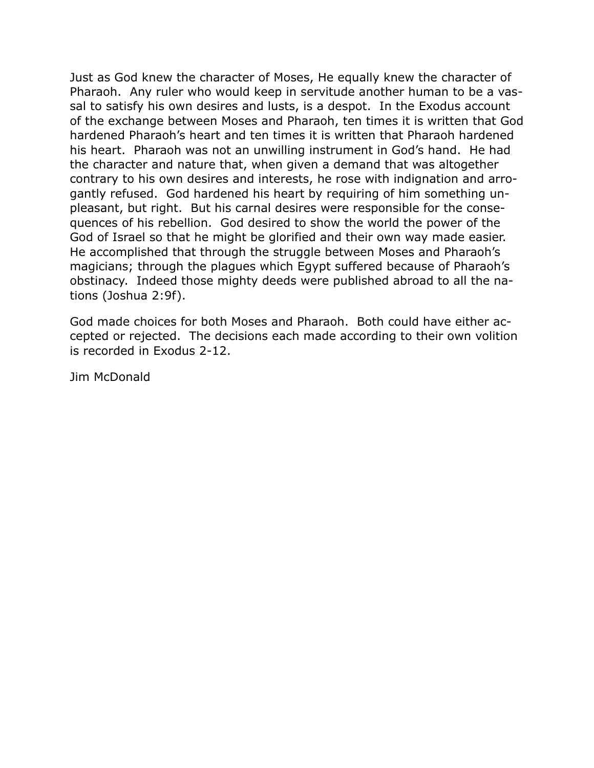Just as God knew the character of Moses, He equally knew the character of Pharaoh. Any ruler who would keep in servitude another human to be a vassal to satisfy his own desires and lusts, is a despot. In the Exodus account of the exchange between Moses and Pharaoh, ten times it is written that God hardened Pharaoh's heart and ten times it is written that Pharaoh hardened his heart. Pharaoh was not an unwilling instrument in God's hand. He had the character and nature that, when given a demand that was altogether contrary to his own desires and interests, he rose with indignation and arrogantly refused. God hardened his heart by requiring of him something unpleasant, but right. But his carnal desires were responsible for the consequences of his rebellion. God desired to show the world the power of the God of Israel so that he might be glorified and their own way made easier. He accomplished that through the struggle between Moses and Pharaoh's magicians; through the plagues which Egypt suffered because of Pharaoh's obstinacy. Indeed those mighty deeds were published abroad to all the nations (Joshua 2:9f).

God made choices for both Moses and Pharaoh. Both could have either accepted or rejected. The decisions each made according to their own volition is recorded in Exodus 2-12.

Jim McDonald